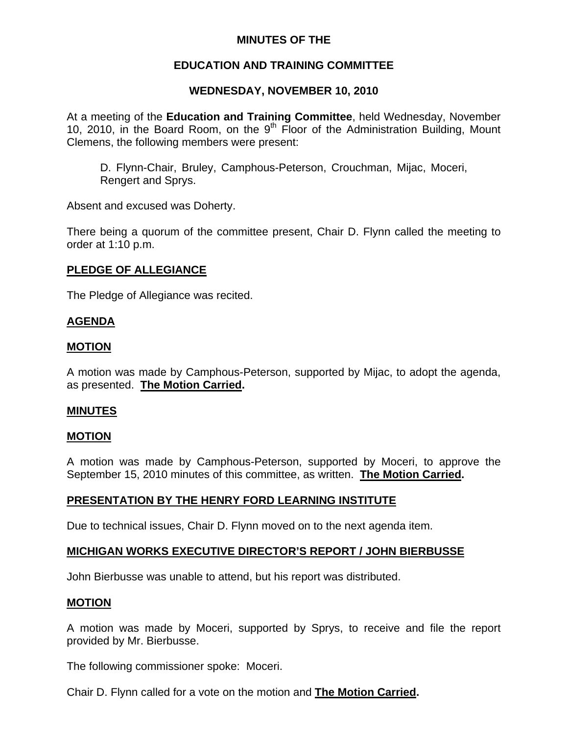# MINUTES OF THE

## EDUCATION AND TRAINING COMMITTEE

## WEDNESDAY, NOVEMBER 10, 2010

At a meeting of the **Education and Training Committee**, held Wednesday, November 10, 2010, in the Board Room, on the 9th Floor of the Administration Building, Mount Clemens, the following members were present:

D. Flynn-Chair, Bruley, Camphous-Peterson, Crouchman, Mijac, Moceri, Rengert and Sprys.

Absent and excused was Doherty.

There being a quorum of the committee present, Chair D. Flynn called the meeting to order at 1:10 p.m.

**PLEDGE OF ALLEGIANCE**

The Pledge of Allegiance was recited.

**AGENDA**

**MOTION**

A motion was made by Camphous-Peterson, supported by Mijac, to adopt the agenda, as presented. **The Motion Carried.**

**MINUTES**

**MOTION**

A motion was made by Camphous-Peterson, supported by Moceri, to approve the September 15, 2010 minutes of this committee, as written. **The Motion Carried.**

**PRESENTATION BY THE HENRY FORD LEARNING INSTITUTE**

Due to technical issues, Chair D. Flynn moved on to the next agenda item.

**MICHIGAN WORKS EXECUTIVE DIRECTOR'S REPORT / JOHN BIERBUSSE**

John Bierbusse was unable to attend, but his report was distributed.

**MOTION**

A motion was made by Moceri, supported by Sprys, to receive and file the report provided by Mr. Bierbusse.

The following commissioner spoke: Moceri.

Chair D. Flynn called for a vote on the motion and **The Motion Carried.**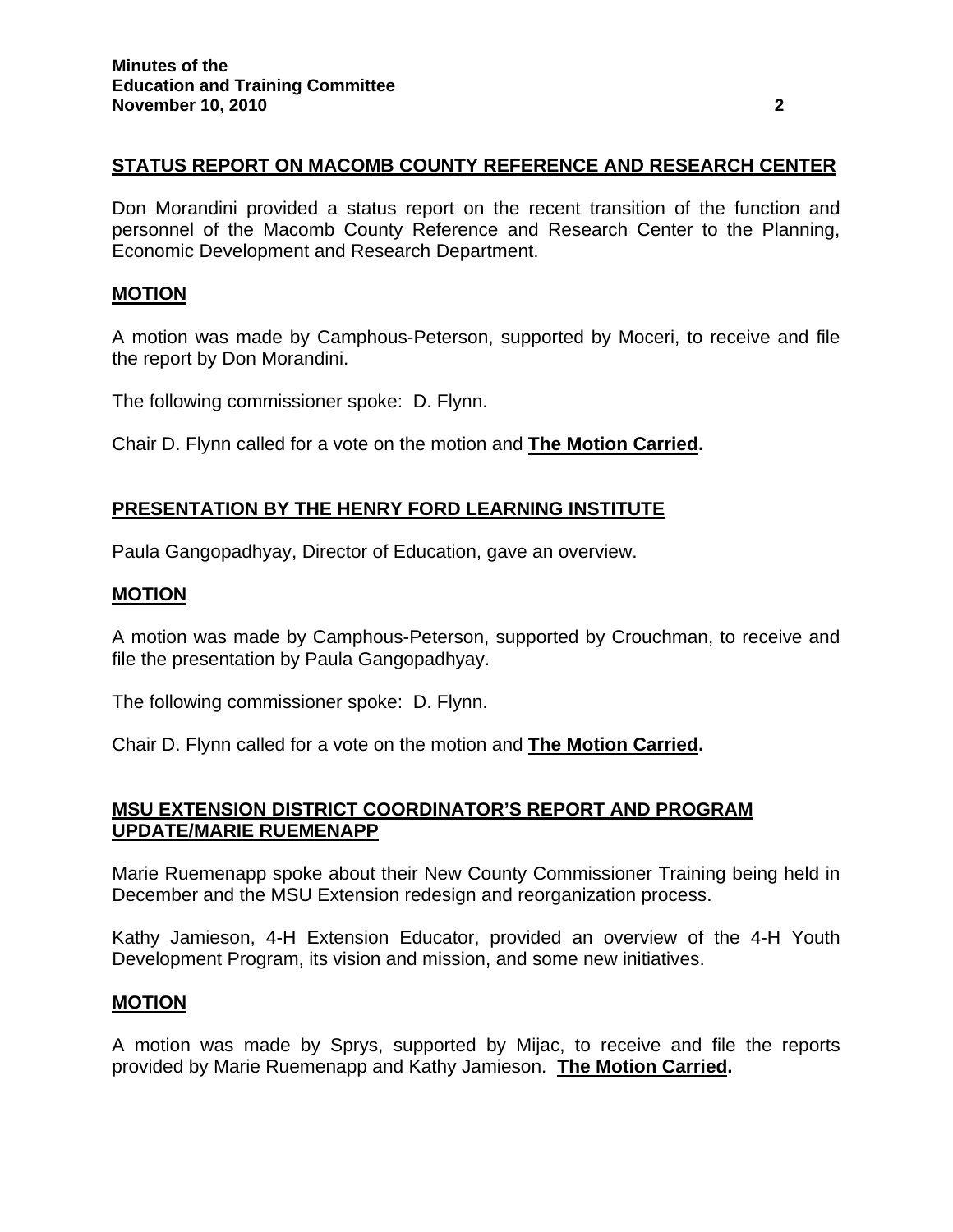## STATUS REPORT ON MACOMB COUNTY REFERENCE AND RESEARCH CENTER

Don Morandini provided a status report on the recent transition of the function and personnel of the Macomb County Reference and Research Center to the Planning, Economic Development and Research Department.

## MOTION

A motion was made by Camphous-Peterson, supported by Moceri, to receive and file the report by Don Morandini.

The following commissioner spoke: D. Flynn.

Chair D. Flynn called for a vote on the motion and **The Motion Carried.**

## PRESENTATION BY THE HENRY FORD LEARNING INSTITUTE

Paula Gangopadhyay, Director of Education, gave an overview.

## MOTION

A motion was made by Camphous-Peterson, supported by Crouchman, to receive and file the presentation by Paula Gangopadhyay.

The following commissioner spoke: D. Flynn.

Chair D. Flynn called for a vote on the motion and **The Motion Carried.**

## MSU EXTENSION DISTRICT COORDINATOR'S REPORT AND PROGRAM UPDATE/MARIE RUEMENAPP

Marie Ruemenapp spoke about their New County Commissioner Training being held in December and the MSU Extension redesign and reorganization process.

Kathy Jamieson, 4-H Extension Educator, provided an overview of the 4-H Youth Development Program, its vision and mission, and some new initiatives.

## MOTION

A motion was made by Sprys, supported by Mijac, to receive and file the reports provided by Marie Ruemenapp and Kathy Jamieson. **The Motion Carried.**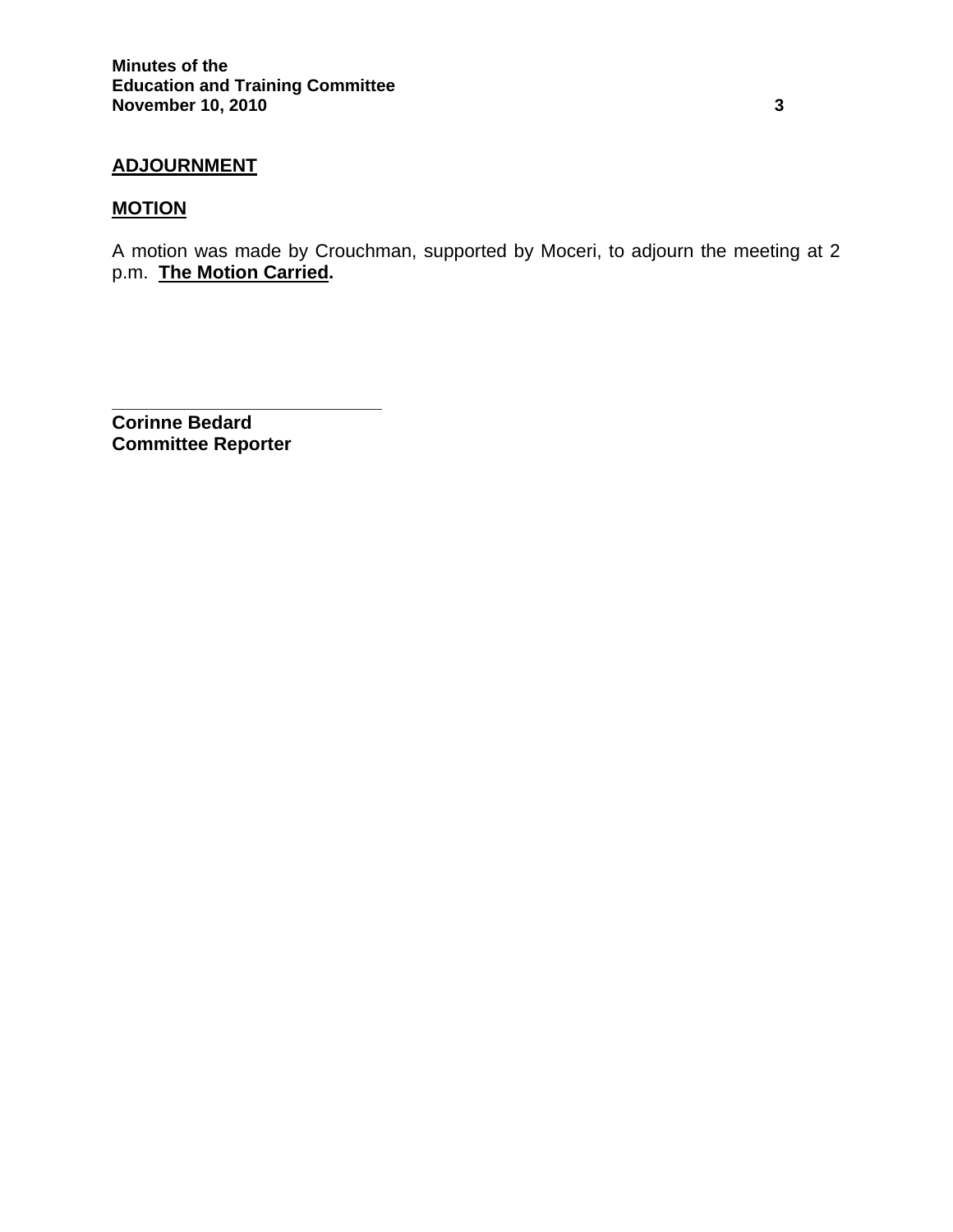## ADJOURNMENT

### MOTION

A motion was made by Crouchman, supported by Moceri, to adjourn the meeting at 2 p.m. **The Motion Carried.**

\_\_\_\_\_\_\_\_\_\_\_\_\_\_\_\_\_\_\_\_\_\_\_\_\_\_\_\_

**Corinne Bedard**
**Committee Reporter**